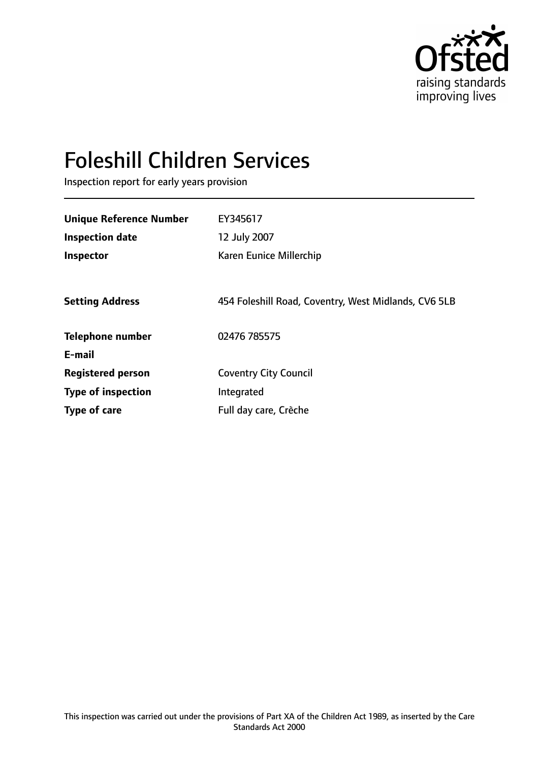# Foleshill Children Services

Inspection report for early years provision

| | |
|---|---|
| **Unique Reference Number** | EY345617 |
| **Inspection date** | 12 July 2007 |
| **Inspector** | Karen Eunice Millerchip |
| **Setting Address** | 454 Foleshill Road, Coventry, West Midlands, CV6 5LB |
| **Telephone number** | 02476 785575 |
| **E-mail** | |
| **Registered person** | Coventry City Council |
| **Type of inspection** | Integrated |
| **Type of care** | Full day care, Crèche |

This inspection was carried out under the provisions of Part XA of the Children Act 1989, as inserted by the Care Standards Act 2000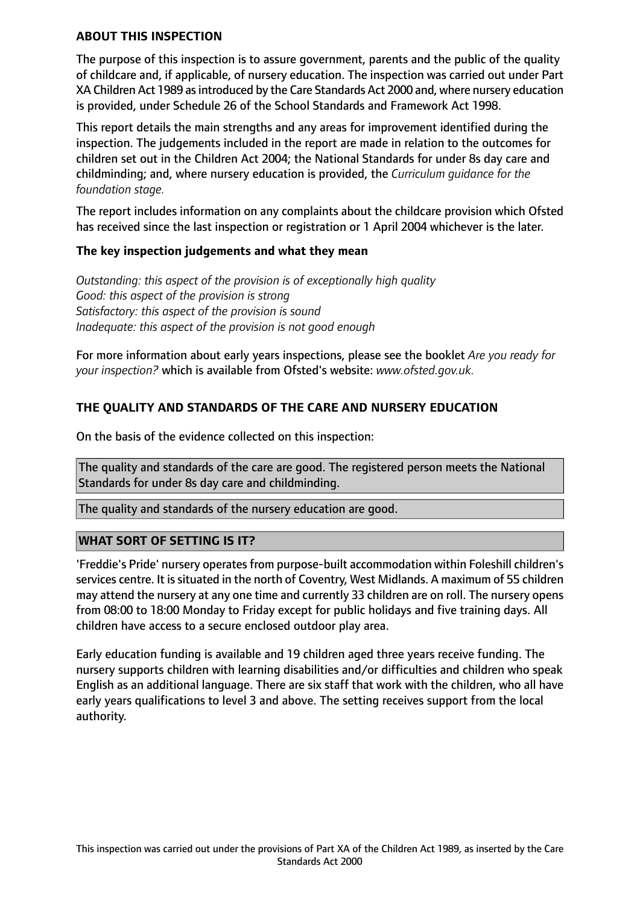## ABOUT THIS INSPECTION

The purpose of this inspection is to assure government, parents and the public of the quality of childcare and, if applicable, of nursery education. The inspection was carried out under Part XA Children Act 1989 as introduced by the Care Standards Act 2000 and, where nursery education is provided, under Schedule 26 of the School Standards and Framework Act 1998.

This report details the main strengths and any areas for improvement identified during the inspection. The judgements included in the report are made in relation to the outcomes for children set out in the Children Act 2004; the National Standards for under 8s day care and childminding; and, where nursery education is provided, the *Curriculum guidance for the foundation stage.*

The report includes information on any complaints about the childcare provision which Ofsted has received since the last inspection or registration or 1 April 2004 whichever is the later.

### The key inspection judgements and what they mean

*Outstanding: this aspect of the provision is of exceptionally high quality*
*Good: this aspect of the provision is strong*
*Satisfactory: this aspect of the provision is sound*
*Inadequate: this aspect of the provision is not good enough*

For more information about early years inspections, please see the booklet *Are you ready for your inspection?* which is available from Ofsted's website: *www.ofsted.gov.uk.*

## THE QUALITY AND STANDARDS OF THE CARE AND NURSERY EDUCATION

On the basis of the evidence collected on this inspection:

The quality and standards of the care are good. The registered person meets the National Standards for under 8s day care and childminding.

The quality and standards of the nursery education are good.

## WHAT SORT OF SETTING IS IT?

'Freddie's Pride' nursery operates from purpose-built accommodation within Foleshill children's services centre. It is situated in the north of Coventry, West Midlands. A maximum of 55 children may attend the nursery at any one time and currently 33 children are on roll. The nursery opens from 08:00 to 18:00 Monday to Friday except for public holidays and five training days. All children have access to a secure enclosed outdoor play area.

Early education funding is available and 19 children aged three years receive funding. The nursery supports children with learning disabilities and/or difficulties and children who speak English as an additional language. There are six staff that work with the children, who all have early years qualifications to level 3 and above. The setting receives support from the local authority.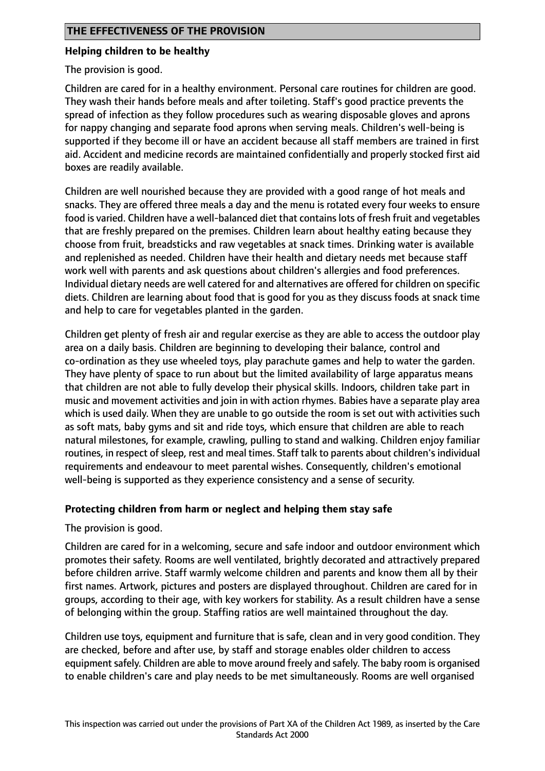## THE EFFECTIVENESS OF THE PROVISION

### Helping children to be healthy

The provision is good.

Children are cared for in a healthy environment. Personal care routines for children are good. They wash their hands before meals and after toileting. Staff's good practice prevents the spread of infection as they follow procedures such as wearing disposable gloves and aprons for nappy changing and separate food aprons when serving meals. Children's well-being is supported if they become ill or have an accident because all staff members are trained in first aid. Accident and medicine records are maintained confidentially and properly stocked first aid boxes are readily available.

Children are well nourished because they are provided with a good range of hot meals and snacks. They are offered three meals a day and the menu is rotated every four weeks to ensure food is varied. Children have a well-balanced diet that contains lots of fresh fruit and vegetables that are freshly prepared on the premises. Children learn about healthy eating because they choose from fruit, breadsticks and raw vegetables at snack times. Drinking water is available and replenished as needed. Children have their health and dietary needs met because staff work well with parents and ask questions about children's allergies and food preferences. Individual dietary needs are well catered for and alternatives are offered for children on specific diets. Children are learning about food that is good for you as they discuss foods at snack time and help to care for vegetables planted in the garden.

Children get plenty of fresh air and regular exercise as they are able to access the outdoor play area on a daily basis. Children are beginning to developing their balance, control and co-ordination as they use wheeled toys, play parachute games and help to water the garden. They have plenty of space to run about but the limited availability of large apparatus means that children are not able to fully develop their physical skills. Indoors, children take part in music and movement activities and join in with action rhymes. Babies have a separate play area which is used daily. When they are unable to go outside the room is set out with activities such as soft mats, baby gyms and sit and ride toys, which ensure that children are able to reach natural milestones, for example, crawling, pulling to stand and walking. Children enjoy familiar routines, in respect of sleep, rest and meal times. Staff talk to parents about children's individual requirements and endeavour to meet parental wishes. Consequently, children's emotional well-being is supported as they experience consistency and a sense of security.

### Protecting children from harm or neglect and helping them stay safe

The provision is good.

Children are cared for in a welcoming, secure and safe indoor and outdoor environment which promotes their safety. Rooms are well ventilated, brightly decorated and attractively prepared before children arrive. Staff warmly welcome children and parents and know them all by their first names. Artwork, pictures and posters are displayed throughout. Children are cared for in groups, according to their age, with key workers for stability. As a result children have a sense of belonging within the group. Staffing ratios are well maintained throughout the day.

Children use toys, equipment and furniture that is safe, clean and in very good condition. They are checked, before and after use, by staff and storage enables older children to access equipment safely. Children are able to move around freely and safely. The baby room is organised to enable children's care and play needs to be met simultaneously. Rooms are well organised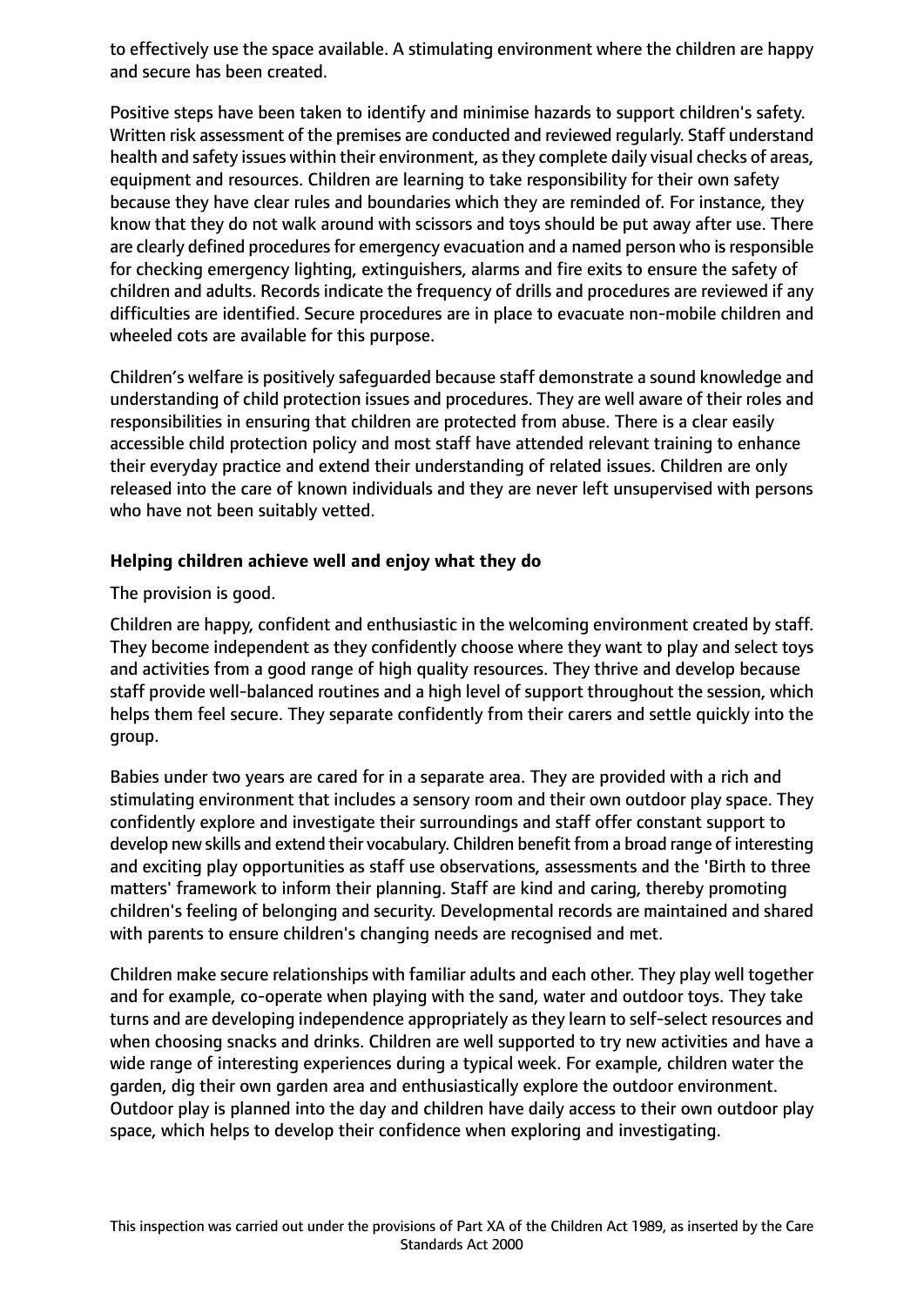to effectively use the space available. A stimulating environment where the children are happy and secure has been created.

Positive steps have been taken to identify and minimise hazards to support children's safety. Written risk assessment of the premises are conducted and reviewed regularly. Staff understand health and safety issues within their environment, as they complete daily visual checks of areas, equipment and resources. Children are learning to take responsibility for their own safety because they have clear rules and boundaries which they are reminded of. For instance, they know that they do not walk around with scissors and toys should be put away after use. There are clearly defined procedures for emergency evacuation and a named person who is responsible for checking emergency lighting, extinguishers, alarms and fire exits to ensure the safety of children and adults. Records indicate the frequency of drills and procedures are reviewed if any difficulties are identified. Secure procedures are in place to evacuate non-mobile children and wheeled cots are available for this purpose.

Children's welfare is positively safeguarded because staff demonstrate a sound knowledge and understanding of child protection issues and procedures. They are well aware of their roles and responsibilities in ensuring that children are protected from abuse. There is a clear easily accessible child protection policy and most staff have attended relevant training to enhance their everyday practice and extend their understanding of related issues. Children are only released into the care of known individuals and they are never left unsupervised with persons who have not been suitably vetted.

**Helping children achieve well and enjoy what they do**

The provision is good.

Children are happy, confident and enthusiastic in the welcoming environment created by staff. They become independent as they confidently choose where they want to play and select toys and activities from a good range of high quality resources. They thrive and develop because staff provide well-balanced routines and a high level of support throughout the session, which helps them feel secure. They separate confidently from their carers and settle quickly into the group.

Babies under two years are cared for in a separate area. They are provided with a rich and stimulating environment that includes a sensory room and their own outdoor play space. They confidently explore and investigate their surroundings and staff offer constant support to develop new skills and extend their vocabulary. Children benefit from a broad range of interesting and exciting play opportunities as staff use observations, assessments and the 'Birth to three matters' framework to inform their planning. Staff are kind and caring, thereby promoting children's feeling of belonging and security. Developmental records are maintained and shared with parents to ensure children's changing needs are recognised and met.

Children make secure relationships with familiar adults and each other. They play well together and for example, co-operate when playing with the sand, water and outdoor toys. They take turns and are developing independence appropriately as they learn to self-select resources and when choosing snacks and drinks. Children are well supported to try new activities and have a wide range of interesting experiences during a typical week. For example, children water the garden, dig their own garden area and enthusiastically explore the outdoor environment. Outdoor play is planned into the day and children have daily access to their own outdoor play space, which helps to develop their confidence when exploring and investigating.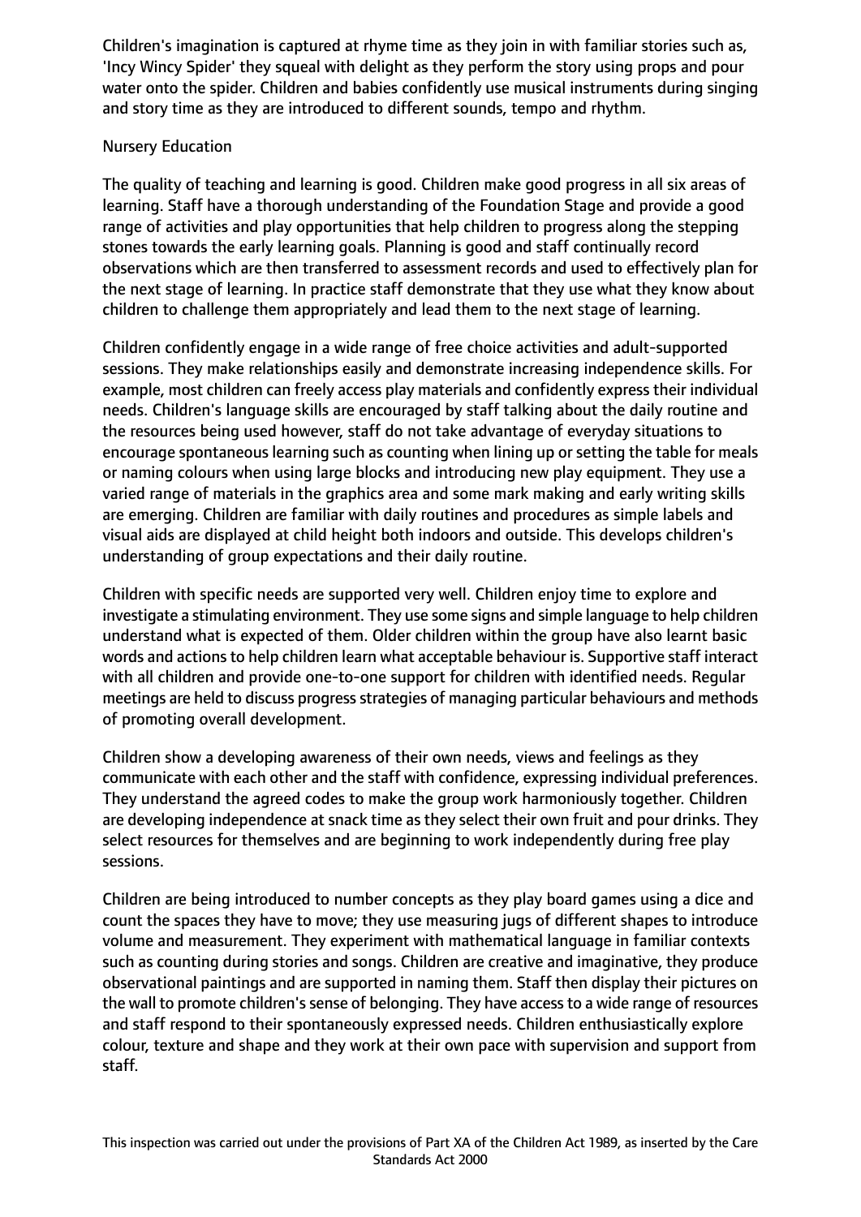Children's imagination is captured at rhyme time as they join in with familiar stories such as, 'Incy Wincy Spider' they squeal with delight as they perform the story using props and pour water onto the spider. Children and babies confidently use musical instruments during singing and story time as they are introduced to different sounds, tempo and rhythm.

Nursery Education

The quality of teaching and learning is good. Children make good progress in all six areas of learning. Staff have a thorough understanding of the Foundation Stage and provide a good range of activities and play opportunities that help children to progress along the stepping stones towards the early learning goals. Planning is good and staff continually record observations which are then transferred to assessment records and used to effectively plan for the next stage of learning. In practice staff demonstrate that they use what they know about children to challenge them appropriately and lead them to the next stage of learning.

Children confidently engage in a wide range of free choice activities and adult-supported sessions. They make relationships easily and demonstrate increasing independence skills. For example, most children can freely access play materials and confidently express their individual needs. Children's language skills are encouraged by staff talking about the daily routine and the resources being used however, staff do not take advantage of everyday situations to encourage spontaneous learning such as counting when lining up or setting the table for meals or naming colours when using large blocks and introducing new play equipment. They use a varied range of materials in the graphics area and some mark making and early writing skills are emerging. Children are familiar with daily routines and procedures as simple labels and visual aids are displayed at child height both indoors and outside. This develops children's understanding of group expectations and their daily routine.

Children with specific needs are supported very well. Children enjoy time to explore and investigate a stimulating environment. They use some signs and simple language to help children understand what is expected of them. Older children within the group have also learnt basic words and actions to help children learn what acceptable behaviour is. Supportive staff interact with all children and provide one-to-one support for children with identified needs. Regular meetings are held to discuss progress strategies of managing particular behaviours and methods of promoting overall development.

Children show a developing awareness of their own needs, views and feelings as they communicate with each other and the staff with confidence, expressing individual preferences. They understand the agreed codes to make the group work harmoniously together. Children are developing independence at snack time as they select their own fruit and pour drinks. They select resources for themselves and are beginning to work independently during free play sessions.

Children are being introduced to number concepts as they play board games using a dice and count the spaces they have to move; they use measuring jugs of different shapes to introduce volume and measurement. They experiment with mathematical language in familiar contexts such as counting during stories and songs. Children are creative and imaginative, they produce observational paintings and are supported in naming them. Staff then display their pictures on the wall to promote children's sense of belonging. They have access to a wide range of resources and staff respond to their spontaneously expressed needs. Children enthusiastically explore colour, texture and shape and they work at their own pace with supervision and support from staff.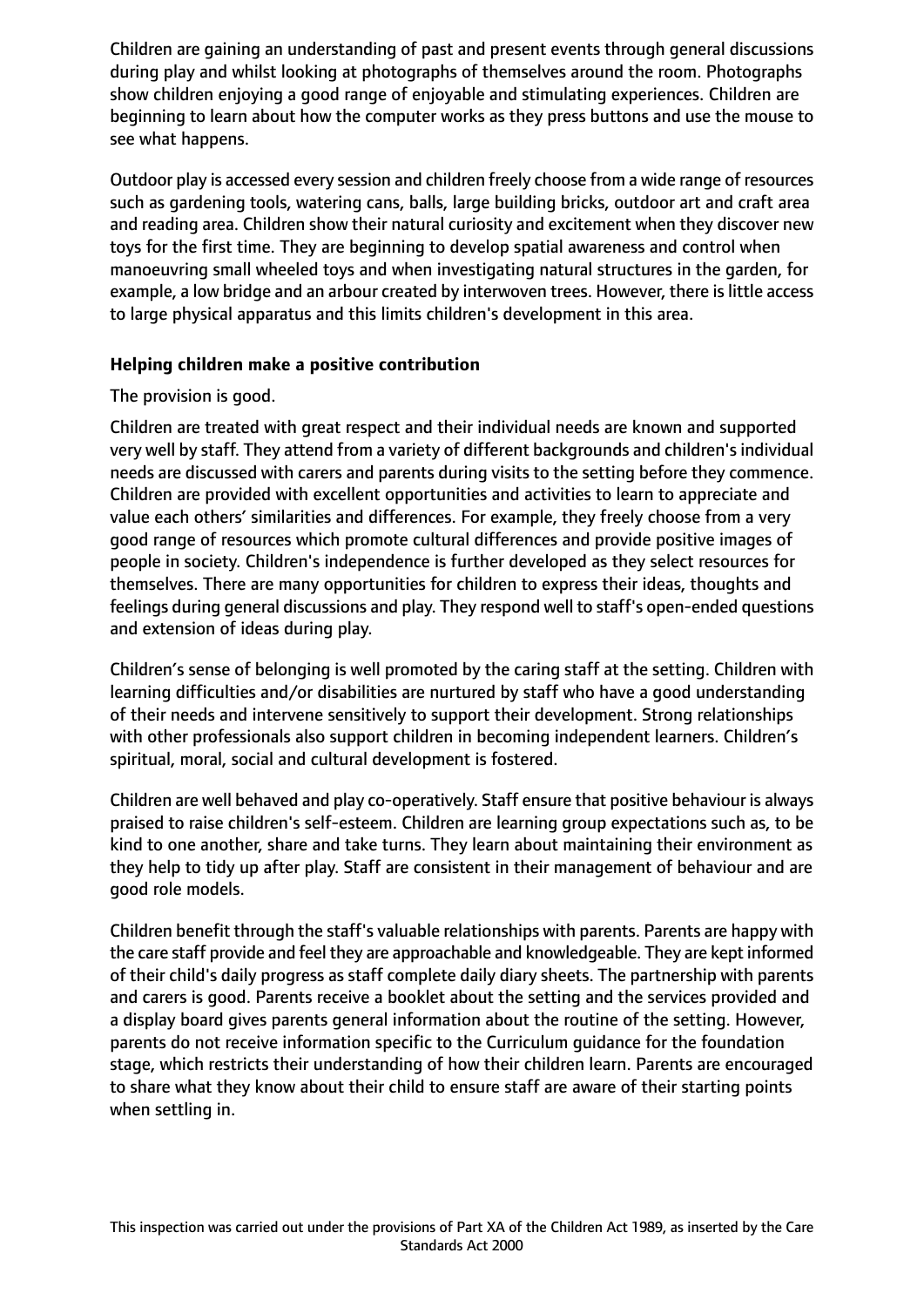Children are gaining an understanding of past and present events through general discussions during play and whilst looking at photographs of themselves around the room. Photographs show children enjoying a good range of enjoyable and stimulating experiences. Children are beginning to learn about how the computer works as they press buttons and use the mouse to see what happens.

Outdoor play is accessed every session and children freely choose from a wide range of resources such as gardening tools, watering cans, balls, large building bricks, outdoor art and craft area and reading area. Children show their natural curiosity and excitement when they discover new toys for the first time. They are beginning to develop spatial awareness and control when manoeuvring small wheeled toys and when investigating natural structures in the garden, for example, a low bridge and an arbour created by interwoven trees. However, there is little access to large physical apparatus and this limits children's development in this area.

**Helping children make a positive contribution**

The provision is good.

Children are treated with great respect and their individual needs are known and supported very well by staff. They attend from a variety of different backgrounds and children's individual needs are discussed with carers and parents during visits to the setting before they commence. Children are provided with excellent opportunities and activities to learn to appreciate and value each others' similarities and differences. For example, they freely choose from a very good range of resources which promote cultural differences and provide positive images of people in society. Children's independence is further developed as they select resources for themselves. There are many opportunities for children to express their ideas, thoughts and feelings during general discussions and play. They respond well to staff's open-ended questions and extension of ideas during play.

Children's sense of belonging is well promoted by the caring staff at the setting. Children with learning difficulties and/or disabilities are nurtured by staff who have a good understanding of their needs and intervene sensitively to support their development. Strong relationships with other professionals also support children in becoming independent learners. Children's spiritual, moral, social and cultural development is fostered.

Children are well behaved and play co-operatively. Staff ensure that positive behaviour is always praised to raise children's self-esteem. Children are learning group expectations such as, to be kind to one another, share and take turns. They learn about maintaining their environment as they help to tidy up after play. Staff are consistent in their management of behaviour and are good role models.

Children benefit through the staff's valuable relationships with parents. Parents are happy with the care staff provide and feel they are approachable and knowledgeable. They are kept informed of their child's daily progress as staff complete daily diary sheets. The partnership with parents and carers is good. Parents receive a booklet about the setting and the services provided and a display board gives parents general information about the routine of the setting. However, parents do not receive information specific to the Curriculum guidance for the foundation stage, which restricts their understanding of how their children learn. Parents are encouraged to share what they know about their child to ensure staff are aware of their starting points when settling in.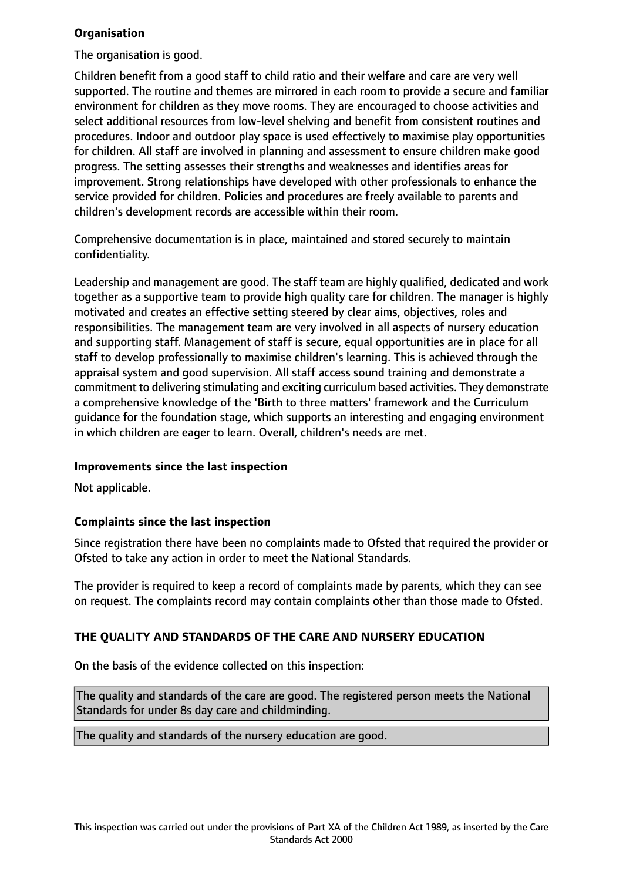**Organisation**

The organisation is good.

Children benefit from a good staff to child ratio and their welfare and care are very well supported. The routine and themes are mirrored in each room to provide a secure and familiar environment for children as they move rooms. They are encouraged to choose activities and select additional resources from low-level shelving and benefit from consistent routines and procedures. Indoor and outdoor play space is used effectively to maximise play opportunities for children. All staff are involved in planning and assessment to ensure children make good progress. The setting assesses their strengths and weaknesses and identifies areas for improvement. Strong relationships have developed with other professionals to enhance the service provided for children. Policies and procedures are freely available to parents and children's development records are accessible within their room.

Comprehensive documentation is in place, maintained and stored securely to maintain confidentiality.

Leadership and management are good. The staff team are highly qualified, dedicated and work together as a supportive team to provide high quality care for children. The manager is highly motivated and creates an effective setting steered by clear aims, objectives, roles and responsibilities. The management team are very involved in all aspects of nursery education and supporting staff. Management of staff is secure, equal opportunities are in place for all staff to develop professionally to maximise children's learning. This is achieved through the appraisal system and good supervision. All staff access sound training and demonstrate a commitment to delivering stimulating and exciting curriculum based activities. They demonstrate a comprehensive knowledge of the 'Birth to three matters' framework and the Curriculum guidance for the foundation stage, which supports an interesting and engaging environment in which children are eager to learn. Overall, children's needs are met.

**Improvements since the last inspection**

Not applicable.

**Complaints since the last inspection**

Since registration there have been no complaints made to Ofsted that required the provider or Ofsted to take any action in order to meet the National Standards.

The provider is required to keep a record of complaints made by parents, which they can see on request. The complaints record may contain complaints other than those made to Ofsted.

**THE QUALITY AND STANDARDS OF THE CARE AND NURSERY EDUCATION**

On the basis of the evidence collected on this inspection:

The quality and standards of the care are good. The registered person meets the National Standards for under 8s day care and childminding.

The quality and standards of the nursery education are good.

This inspection was carried out under the provisions of Part XA of the Children Act 1989, as inserted by the Care Standards Act 2000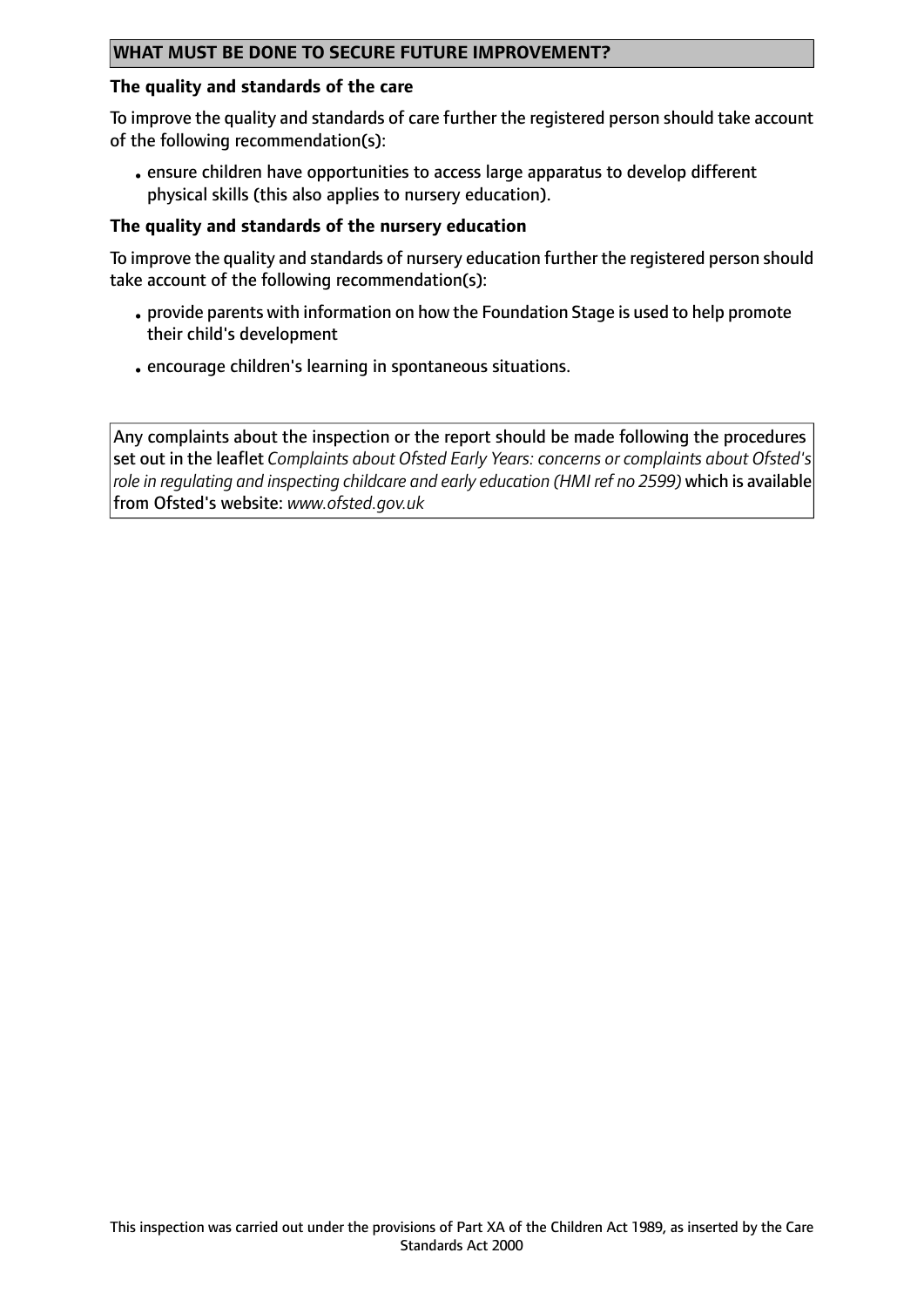## WHAT MUST BE DONE TO SECURE FUTURE IMPROVEMENT?

### The quality and standards of the care

To improve the quality and standards of care further the registered person should take account of the following recommendation(s):

- ensure children have opportunities to access large apparatus to develop different physical skills (this also applies to nursery education).

### The quality and standards of the nursery education

To improve the quality and standards of nursery education further the registered person should take account of the following recommendation(s):

- provide parents with information on how the Foundation Stage is used to help promote their child's development
- encourage children's learning in spontaneous situations.

Any complaints about the inspection or the report should be made following the procedures set out in the leaflet *Complaints about Ofsted Early Years: concerns or complaints about Ofsted's role in regulating and inspecting childcare and early education (HMI ref no 2599)* which is available from Ofsted's website: *www.ofsted.gov.uk*

This inspection was carried out under the provisions of Part XA of the Children Act 1989, as inserted by the Care Standards Act 2000